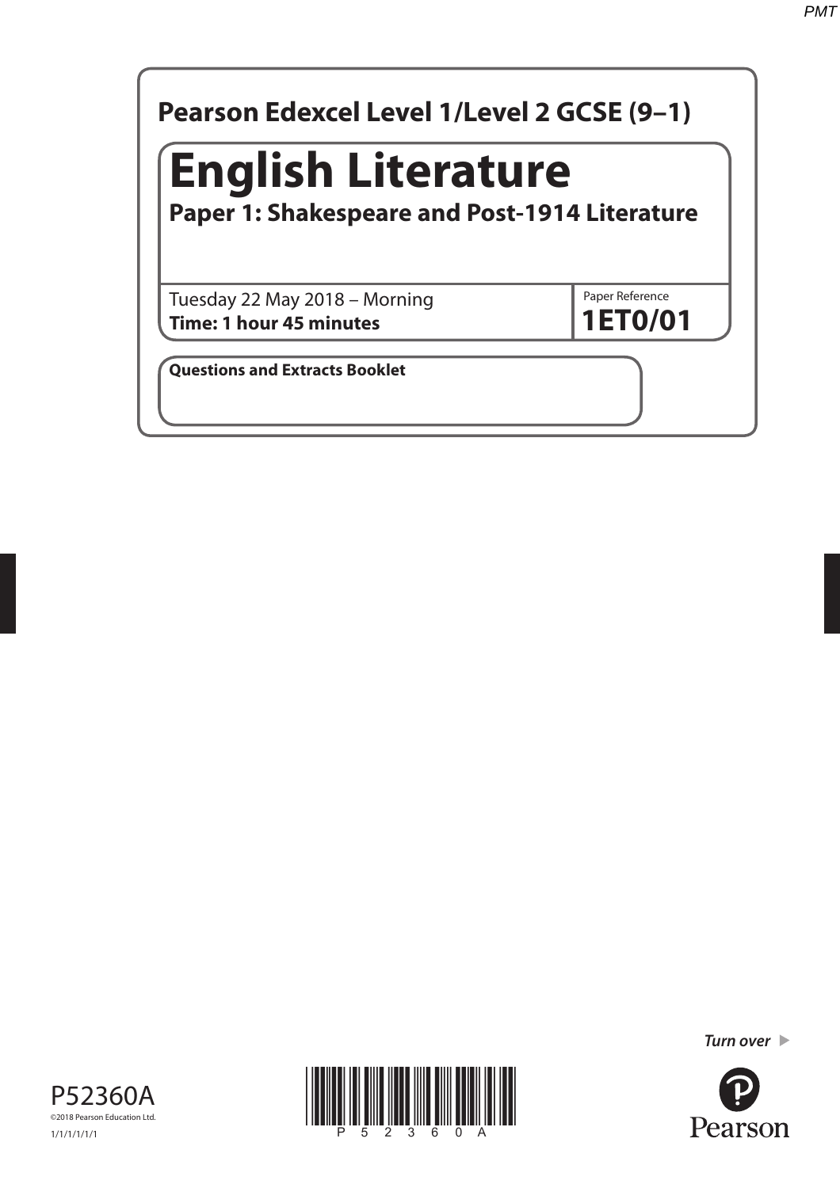**Pearson Edexcel Level 1/Level 2 GCSE (9–1)**

# English Literature

## Paper 1: Shakespeare and Post-1914 Literature

Tuesday 22 May 2018 – Morning
**Time: 1 hour 45 minutes**

Paper Reference
**1ET0/01**

**Questions and Extracts Booklet**

*Turn over*

P52360A
©2018 Pearson Education Ltd.
1/1/1/1/1/1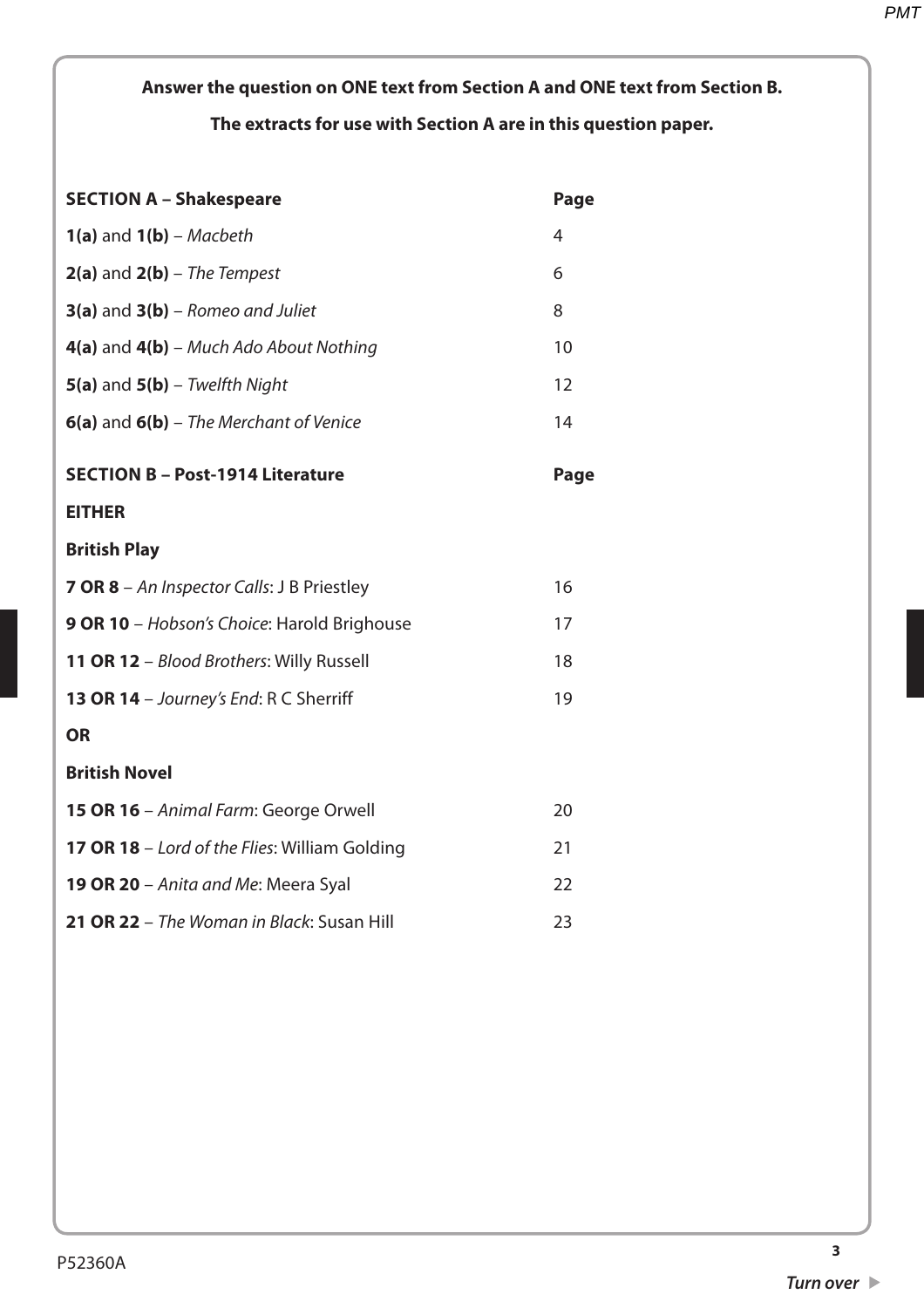**Answer the question on ONE text from Section A and ONE text from Section B.**

**The extracts for use with Section A are in this question paper.**

| **SECTION A – Shakespeare** | **Page** |
|---|---|
| **1(a)** and **1(b)** – *Macbeth* | 4 |
| **2(a)** and **2(b)** – *The Tempest* | 6 |
| **3(a)** and **3(b)** – *Romeo and Juliet* | 8 |
| **4(a)** and **4(b)** – *Much Ado About Nothing* | 10 |
| **5(a)** and **5(b)** – *Twelfth Night* | 12 |
| **6(a)** and **6(b)** – *The Merchant of Venice* | 14 |

| **SECTION B – Post-1914 Literature** | **Page** |
|---|---|
| **EITHER** | |
| **British Play** | |
| **7 OR 8** – *An Inspector Calls*: J B Priestley | 16 |
| **9 OR 10** – *Hobson's Choice*: Harold Brighouse | 17 |
| **11 OR 12** – *Blood Brothers*: Willy Russell | 18 |
| **13 OR 14** – *Journey's End*: R C Sherriff | 19 |
| **OR** | |
| **British Novel** | |
| **15 OR 16** – *Animal Farm*: George Orwell | 20 |
| **17 OR 18** – *Lord of the Flies*: William Golding | 21 |
| **19 OR 20** – *Anita and Me*: Meera Syal | 22 |
| **21 OR 22** – *The Woman in Black*: Susan Hill | 23 |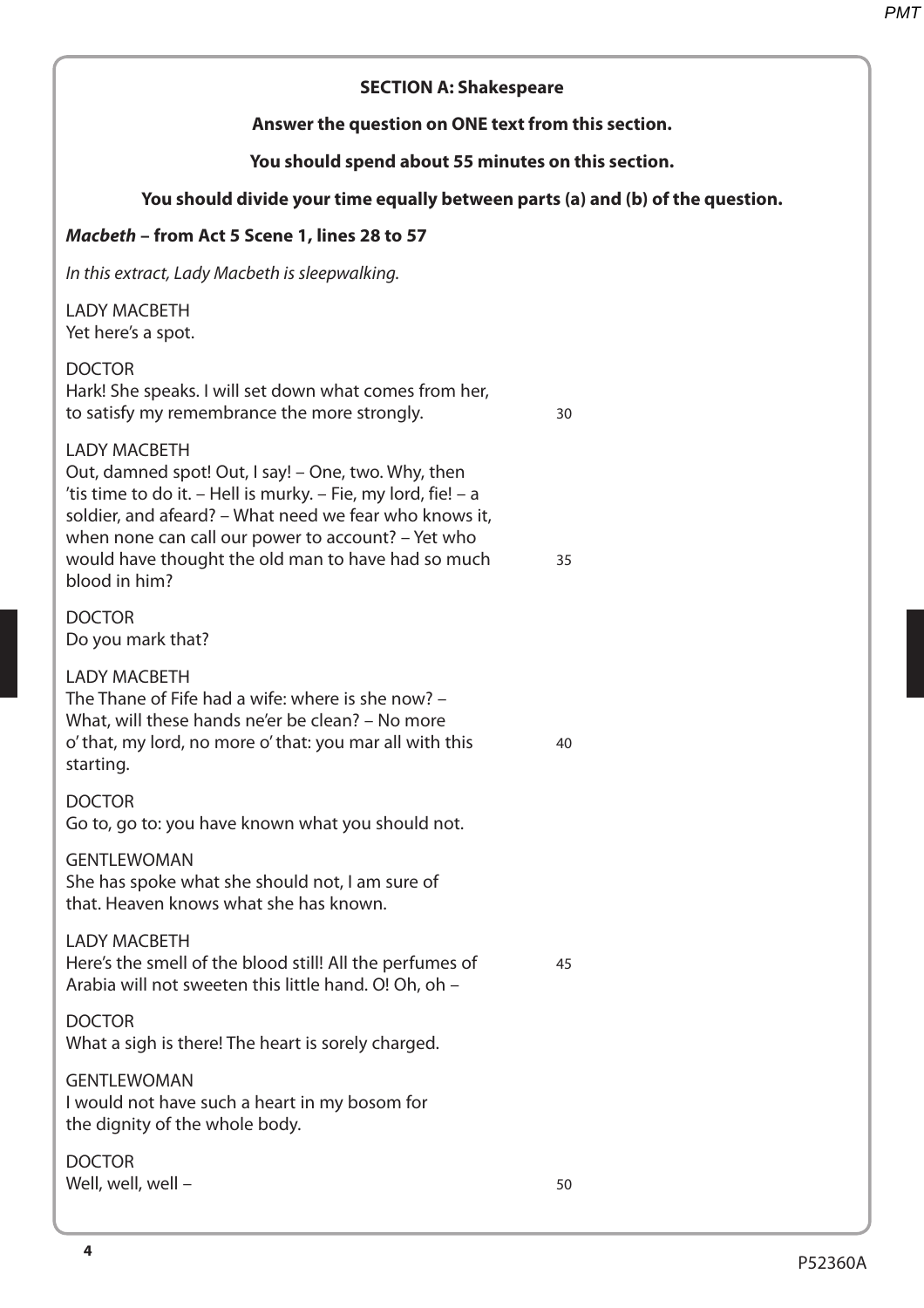## SECTION A: Shakespeare

**Answer the question on ONE text from this section.**

**You should spend about 55 minutes on this section.**

**You should divide your time equally between parts (a) and (b) of the question.**

***Macbeth* – from Act 5 Scene 1, lines 28 to 57**

*In this extract, Lady Macbeth is sleepwalking.*

LADY MACBETH
Yet here's a spot.

DOCTOR
Hark! She speaks. I will set down what comes from her,
to satisfy my remembrance the more strongly. 30

LADY MACBETH
Out, damned spot! Out, I say! – One, two. Why, then
'tis time to do it. – Hell is murky. – Fie, my lord, fie! – a
soldier, and afeard? – What need we fear who knows it,
when none can call our power to account? – Yet who
would have thought the old man to have had so much 35
blood in him?

DOCTOR
Do you mark that?

LADY MACBETH
The Thane of Fife had a wife: where is she now? –
What, will these hands ne'er be clean? – No more
o' that, my lord, no more o' that: you mar all with this 40
starting.

DOCTOR
Go to, go to: you have known what you should not.

GENTLEWOMAN
She has spoke what she should not, I am sure of
that. Heaven knows what she has known.

LADY MACBETH
Here's the smell of the blood still! All the perfumes of 45
Arabia will not sweeten this little hand. O! Oh, oh –

DOCTOR
What a sigh is there! The heart is sorely charged.

GENTLEWOMAN
I would not have such a heart in my bosom for
the dignity of the whole body.

DOCTOR
Well, well, well – 50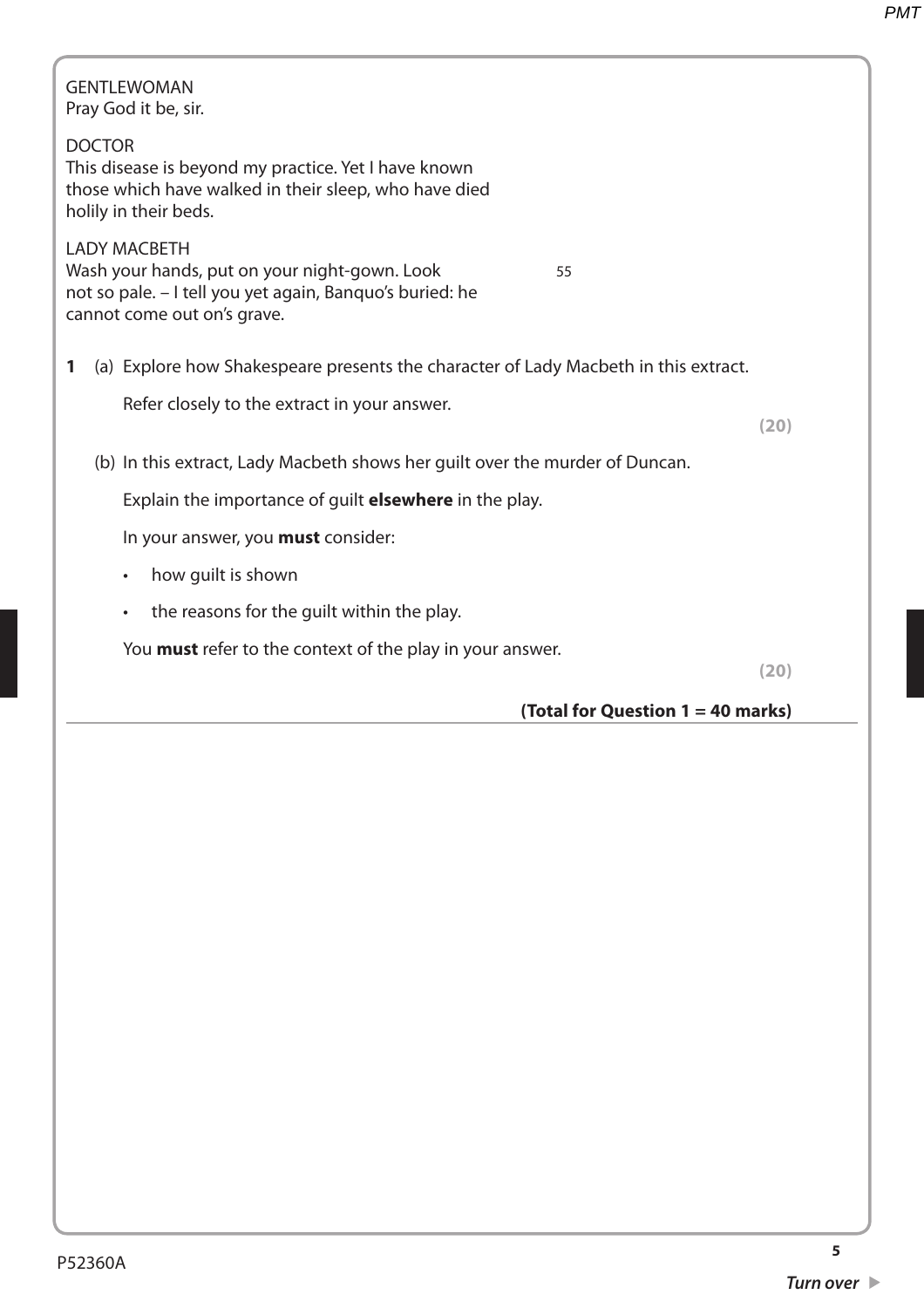GENTLEWOMAN
Pray God it be, sir.

DOCTOR
This disease is beyond my practice. Yet I have known those which have walked in their sleep, who have died holily in their beds.

LADY MACBETH
Wash your hands, put on your night-gown. Look not so pale. – I tell you yet again, Banquo's buried: he cannot come out on's grave. 55

**1** (a) Explore how Shakespeare presents the character of Lady Macbeth in this extract.

Refer closely to the extract in your answer.

**(20)**

(b) In this extract, Lady Macbeth shows her guilt over the murder of Duncan.

Explain the importance of guilt **elsewhere** in the play.

In your answer, you **must** consider:

- how guilt is shown
- the reasons for the guilt within the play.

You **must** refer to the context of the play in your answer.

**(20)**

**(Total for Question 1 = 40 marks)**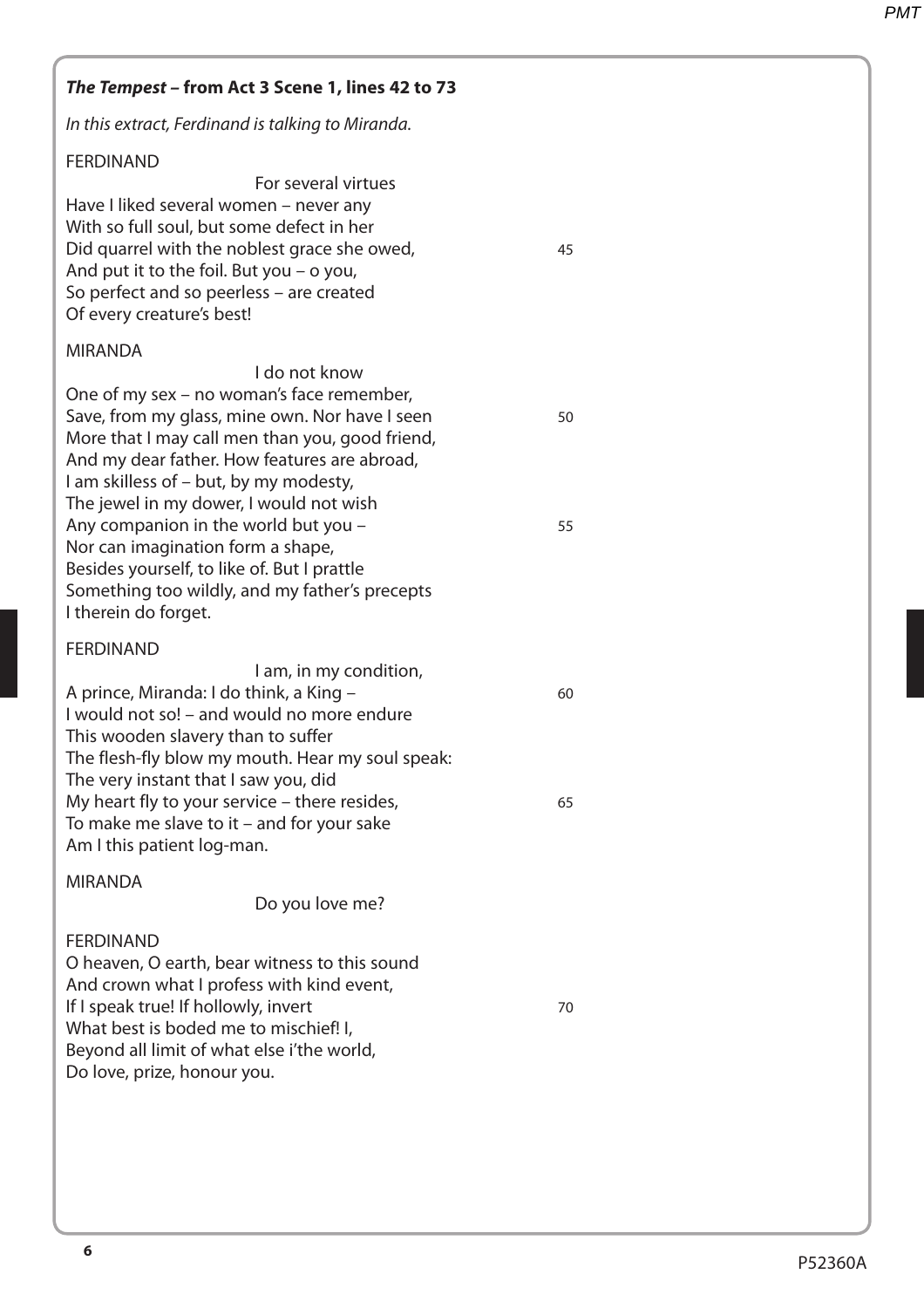***The Tempest* – from Act 3 Scene 1, lines 42 to 73**

*In this extract, Ferdinand is talking to Miranda.*

FERDINAND

For several virtues
Have I liked several women – never any
With so full soul, but some defect in her
Did quarrel with the noblest grace she owed, 45
And put it to the foil. But you – o you,
So perfect and so peerless – are created
Of every creature's best!

MIRANDA

I do not know
One of my sex – no woman's face remember,
Save, from my glass, mine own. Nor have I seen 50
More that I may call men than you, good friend,
And my dear father. How features are abroad,
I am skilless of – but, by my modesty,
The jewel in my dower, I would not wish
Any companion in the world but you – 55
Nor can imagination form a shape,
Besides yourself, to like of. But I prattle
Something too wildly, and my father's precepts
I therein do forget.

FERDINAND

I am, in my condition,
A prince, Miranda: I do think, a King – 60
I would not so! – and would no more endure
This wooden slavery than to suffer
The flesh-fly blow my mouth. Hear my soul speak:
The very instant that I saw you, did
My heart fly to your service – there resides, 65
To make me slave to it – and for your sake
Am I this patient log-man.

MIRANDA

Do you love me?

FERDINAND

O heaven, O earth, bear witness to this sound
And crown what I profess with kind event,
If I speak true! If hollowly, invert 70
What best is boded me to mischief! I,
Beyond all limit of what else i'the world,
Do love, prize, honour you.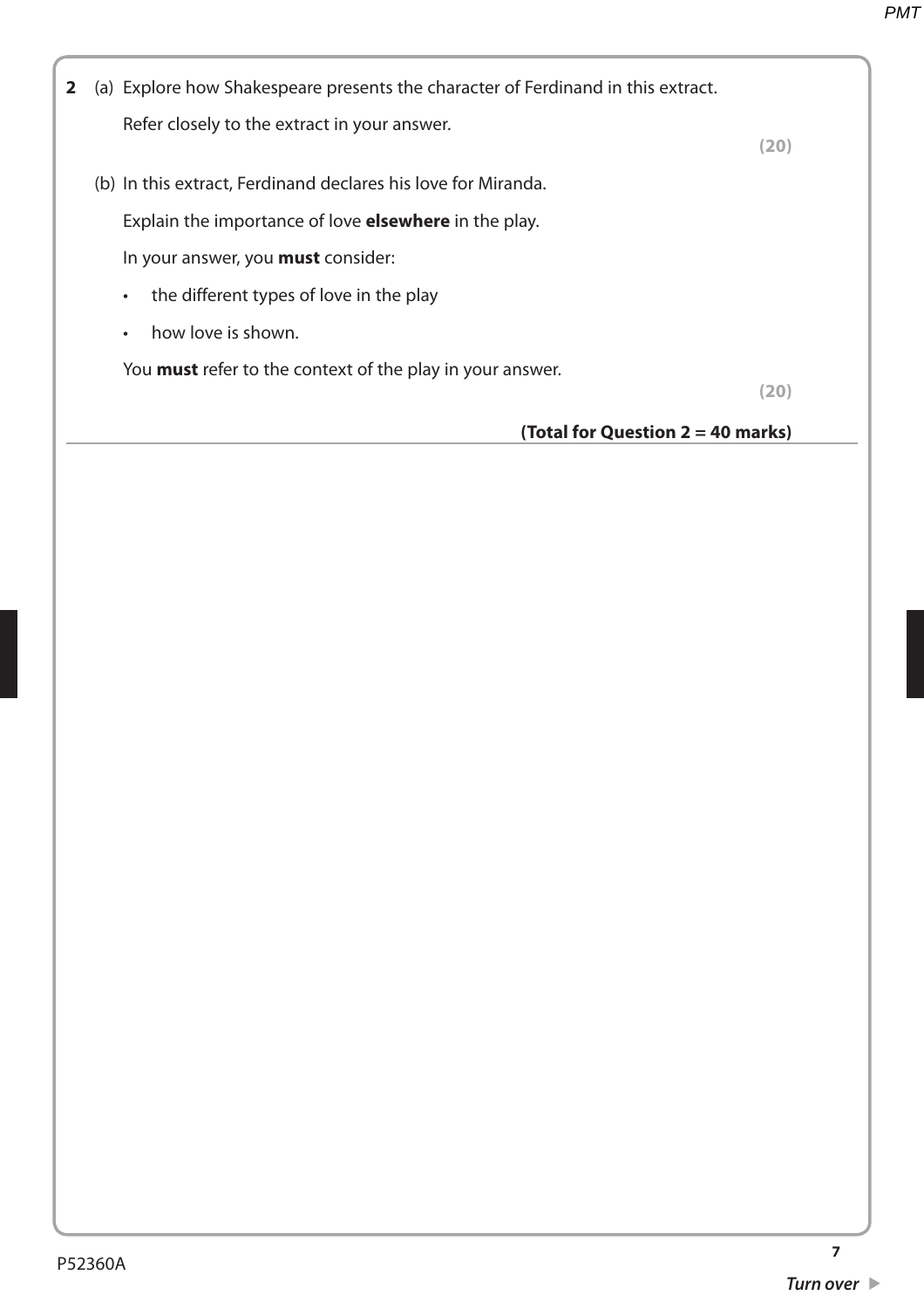**2** (a) Explore how Shakespeare presents the character of Ferdinand in this extract.

Refer closely to the extract in your answer.

**(20)**

(b) In this extract, Ferdinand declares his love for Miranda.

Explain the importance of love **elsewhere** in the play.

In your answer, you **must** consider:

- the different types of love in the play
- how love is shown.

You **must** refer to the context of the play in your answer.

**(20)**

**(Total for Question 2 = 40 marks)**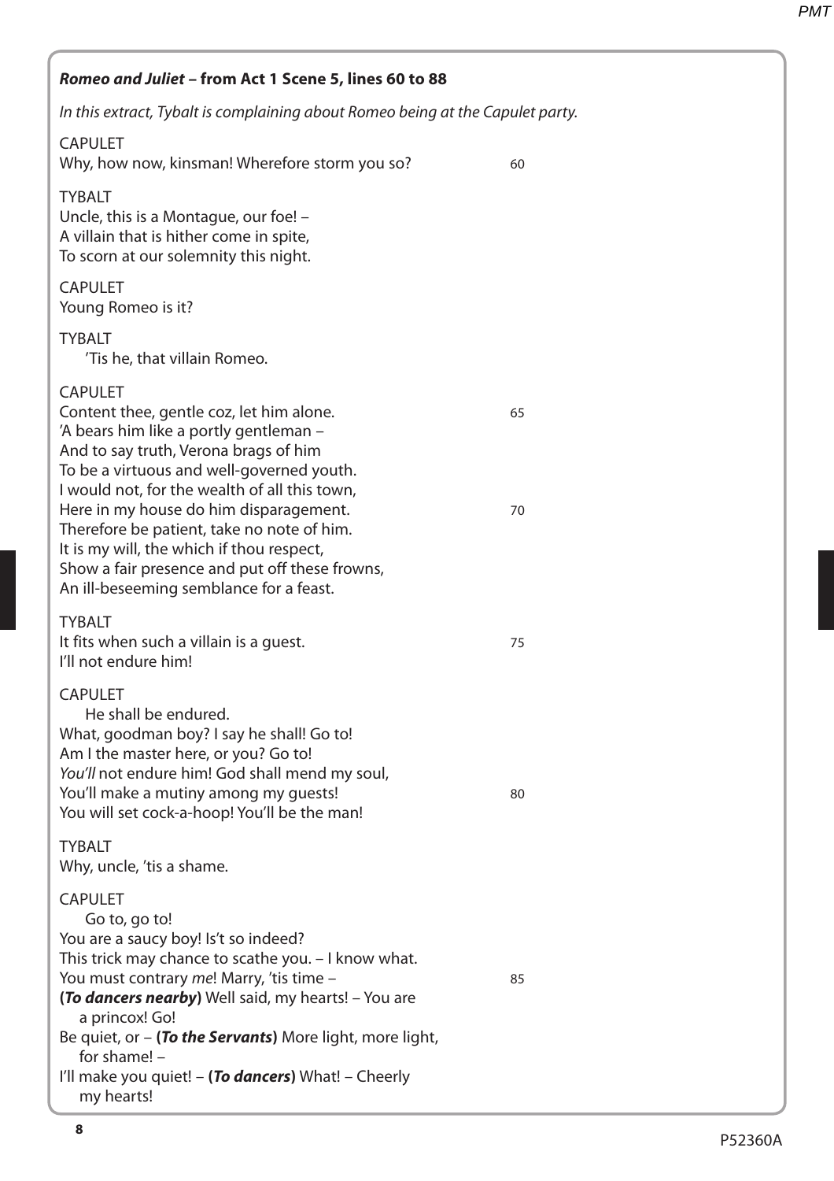***Romeo and Juliet* – from Act 1 Scene 5, lines 60 to 88**

*In this extract, Tybalt is complaining about Romeo being at the Capulet party.*

CAPULET
Why, how now, kinsman! Wherefore storm you so? 60

TYBALT
Uncle, this is a Montague, our foe! –
A villain that is hither come in spite,
To scorn at our solemnity this night.

CAPULET
Young Romeo is it?

TYBALT
'Tis he, that villain Romeo.

CAPULET
Content thee, gentle coz, let him alone. 65
'A bears him like a portly gentleman –
And to say truth, Verona brags of him
To be a virtuous and well-governed youth.
I would not, for the wealth of all this town,
Here in my house do him disparagement. 70
Therefore be patient, take no note of him.
It is my will, the which if thou respect,
Show a fair presence and put off these frowns,
An ill-beseeming semblance for a feast.

TYBALT
It fits when such a villain is a guest. 75
I'll not endure him!

CAPULET
He shall be endured.
What, goodman boy? I say he shall! Go to!
Am I the master here, or you? Go to!
*You'll* not endure him! God shall mend my soul,
You'll make a mutiny among my guests! 80
You will set cock-a-hoop! You'll be the man!

TYBALT
Why, uncle, 'tis a shame.

CAPULET
Go to, go to!
You are a saucy boy! Is't so indeed?
This trick may chance to scathe you. – I know what.
You must contrary *me*! Marry, 'tis time – 85
**(*To dancers nearby*)** Well said, my hearts! – You are a princox! Go!
Be quiet, or – **(*To the Servants*)** More light, more light, for shame! –
I'll make you quiet! – **(*To dancers*)** What! – Cheerly my hearts!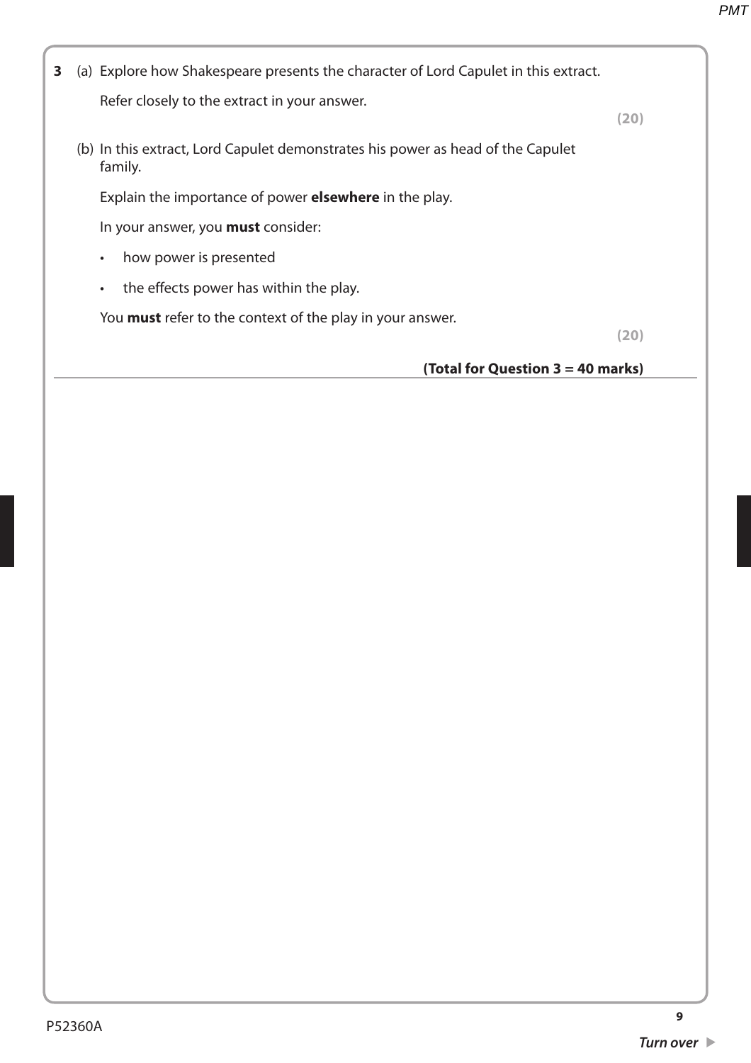**3** (a) Explore how Shakespeare presents the character of Lord Capulet in this extract.

Refer closely to the extract in your answer.

**(20)**

(b) In this extract, Lord Capulet demonstrates his power as head of the Capulet family.

Explain the importance of power **elsewhere** in the play.

In your answer, you **must** consider:

- how power is presented
- the effects power has within the play.

You **must** refer to the context of the play in your answer.

**(20)**

**(Total for Question 3 = 40 marks)**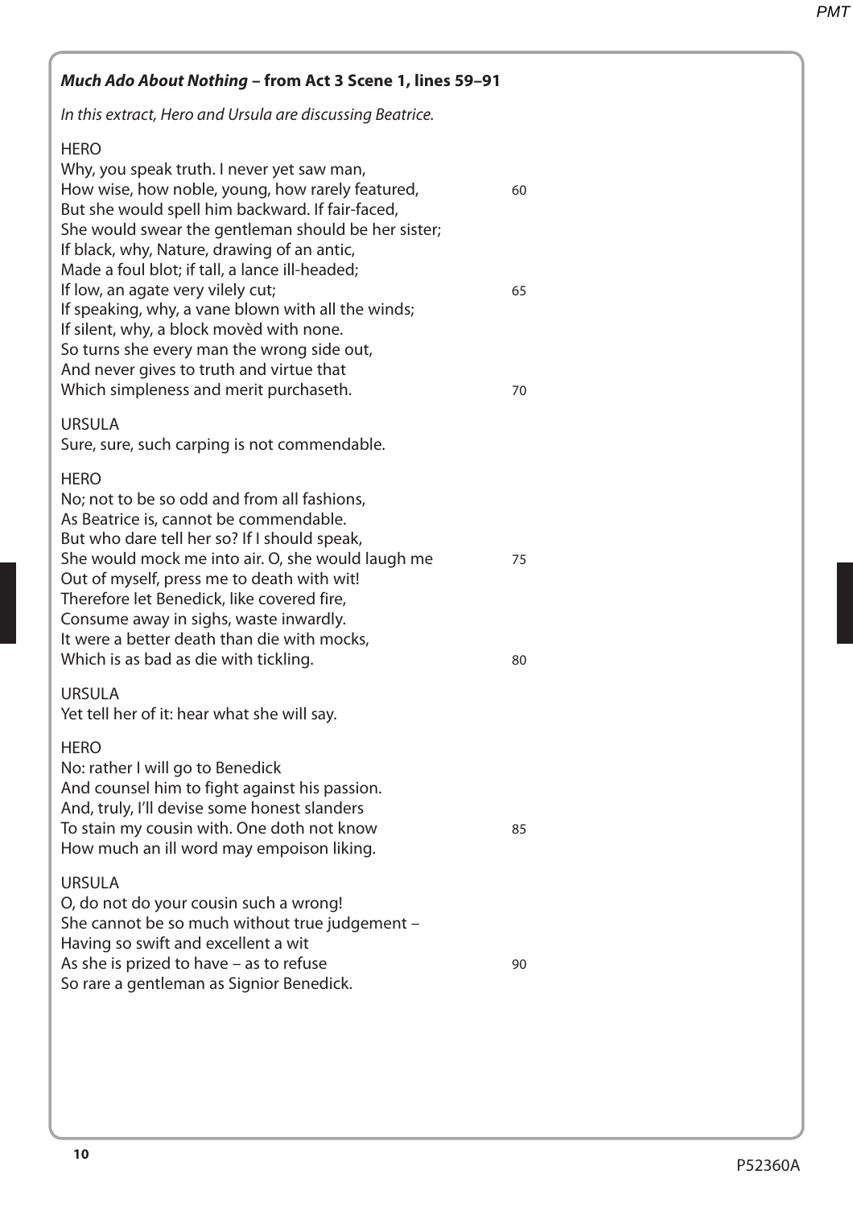***Much Ado About Nothing* – from Act 3 Scene 1, lines 59–91**

*In this extract, Hero and Ursula are discussing Beatrice.*

HERO
Why, you speak truth. I never yet saw man,
How wise, how noble, young, how rarely featured, 60
But she would spell him backward. If fair-faced,
She would swear the gentleman should be her sister;
If black, why, Nature, drawing of an antic,
Made a foul blot; if tall, a lance ill-headed;
If low, an agate very vilely cut; 65
If speaking, why, a vane blown with all the winds;
If silent, why, a block movèd with none.
So turns she every man the wrong side out,
And never gives to truth and virtue that
Which simpleness and merit purchaseth. 70

URSULA
Sure, sure, such carping is not commendable.

HERO
No; not to be so odd and from all fashions,
As Beatrice is, cannot be commendable.
But who dare tell her so? If I should speak,
She would mock me into air. O, she would laugh me 75
Out of myself, press me to death with wit!
Therefore let Benedick, like covered fire,
Consume away in sighs, waste inwardly.
It were a better death than die with mocks,
Which is as bad as die with tickling. 80

URSULA
Yet tell her of it: hear what she will say.

HERO
No: rather I will go to Benedick
And counsel him to fight against his passion.
And, truly, I'll devise some honest slanders
To stain my cousin with. One doth not know 85
How much an ill word may empoison liking.

URSULA
O, do not do your cousin such a wrong!
She cannot be so much without true judgement –
Having so swift and excellent a wit
As she is prized to have – as to refuse 90
So rare a gentleman as Signior Benedick.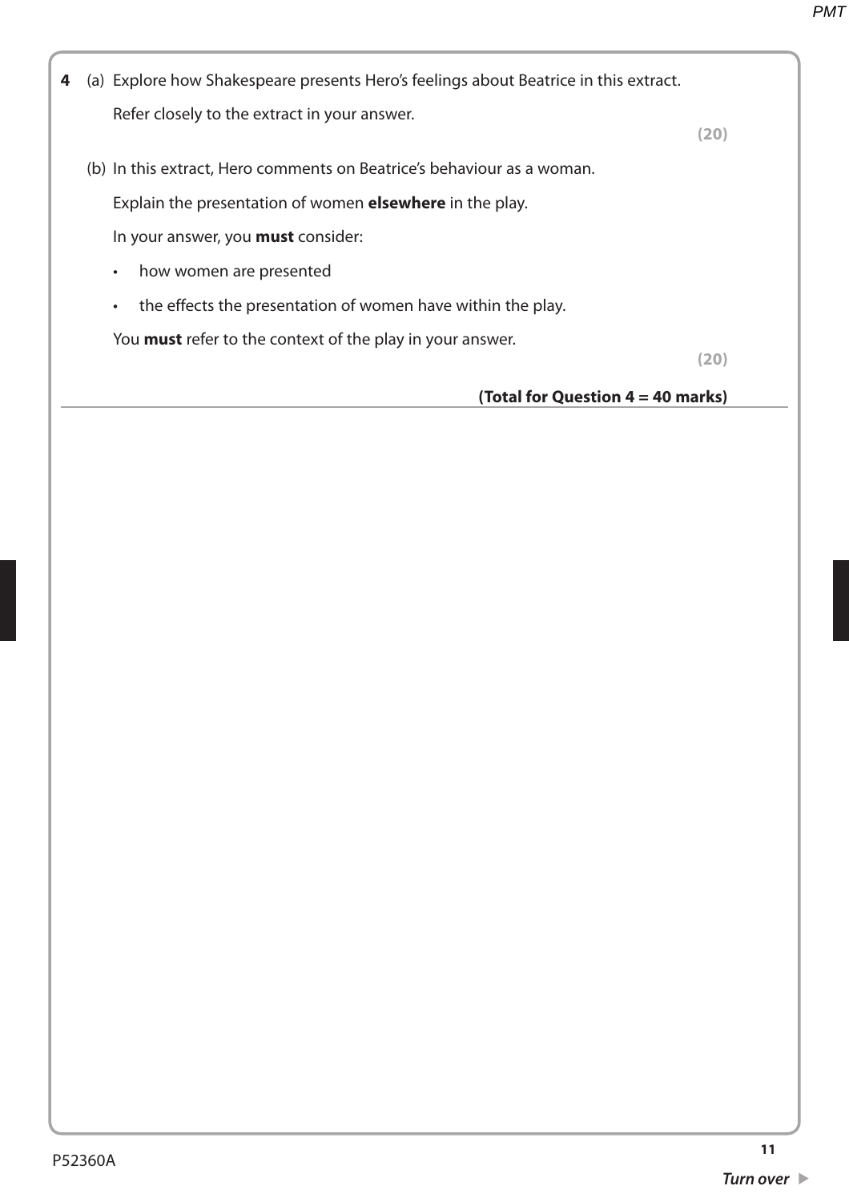**4** (a) Explore how Shakespeare presents Hero's feelings about Beatrice in this extract.

Refer closely to the extract in your answer.

**(20)**

(b) In this extract, Hero comments on Beatrice's behaviour as a woman.

Explain the presentation of women **elsewhere** in the play.

In your answer, you **must** consider:

- how women are presented
- the effects the presentation of women have within the play.

You **must** refer to the context of the play in your answer.

**(20)**

**(Total for Question 4 = 40 marks)**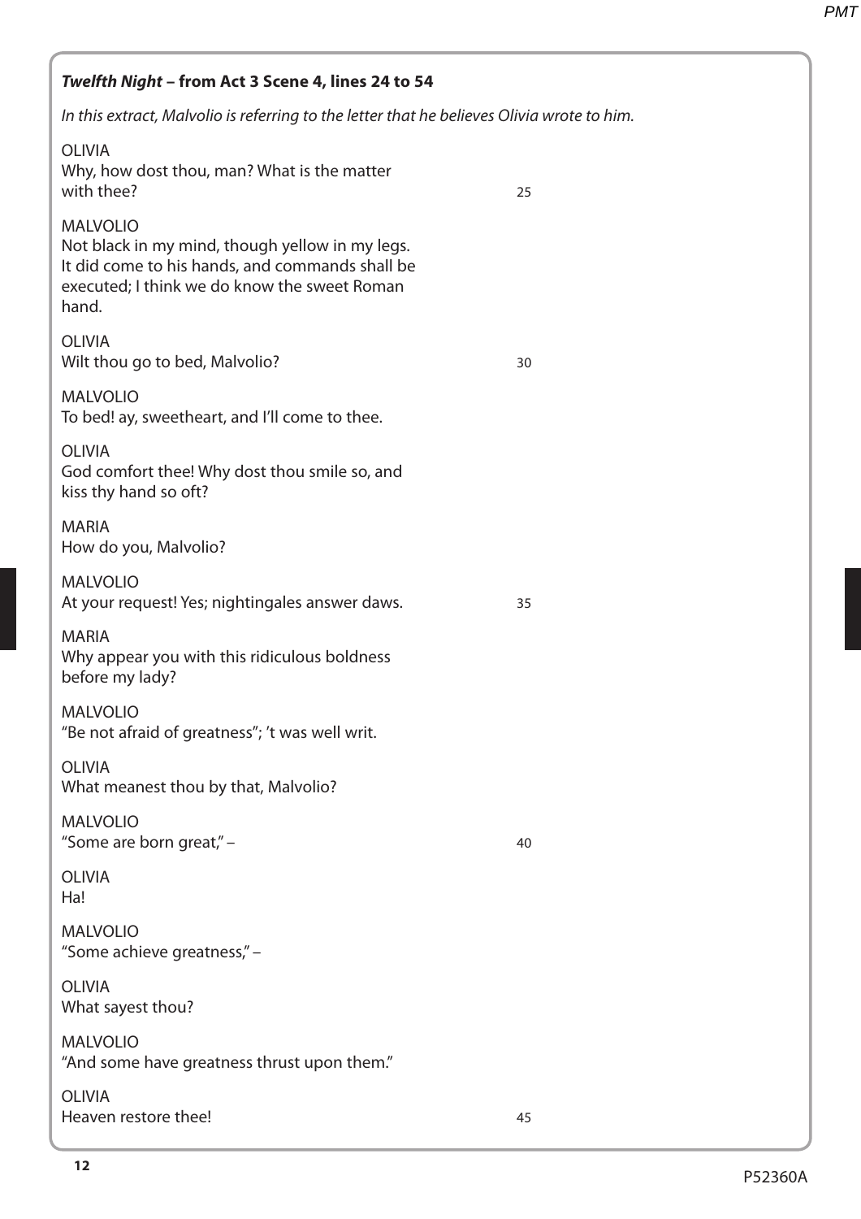***Twelfth Night* – from Act 3 Scene 4, lines 24 to 54**

*In this extract, Malvolio is referring to the letter that he believes Olivia wrote to him.*

OLIVIA
Why, how dost thou, man? What is the matter with thee? 25

MALVOLIO
Not black in my mind, though yellow in my legs. It did come to his hands, and commands shall be executed; I think we do know the sweet Roman hand.

OLIVIA
Wilt thou go to bed, Malvolio? 30

MALVOLIO
To bed! ay, sweetheart, and I'll come to thee.

OLIVIA
God comfort thee! Why dost thou smile so, and kiss thy hand so oft?

MARIA
How do you, Malvolio?

MALVOLIO
At your request! Yes; nightingales answer daws. 35

MARIA
Why appear you with this ridiculous boldness before my lady?

MALVOLIO
"Be not afraid of greatness"; 't was well writ.

OLIVIA
What meanest thou by that, Malvolio?

MALVOLIO
"Some are born great," – 40

OLIVIA
Ha!

MALVOLIO
"Some achieve greatness," –

OLIVIA
What sayest thou?

MALVOLIO
"And some have greatness thrust upon them."

OLIVIA
Heaven restore thee! 45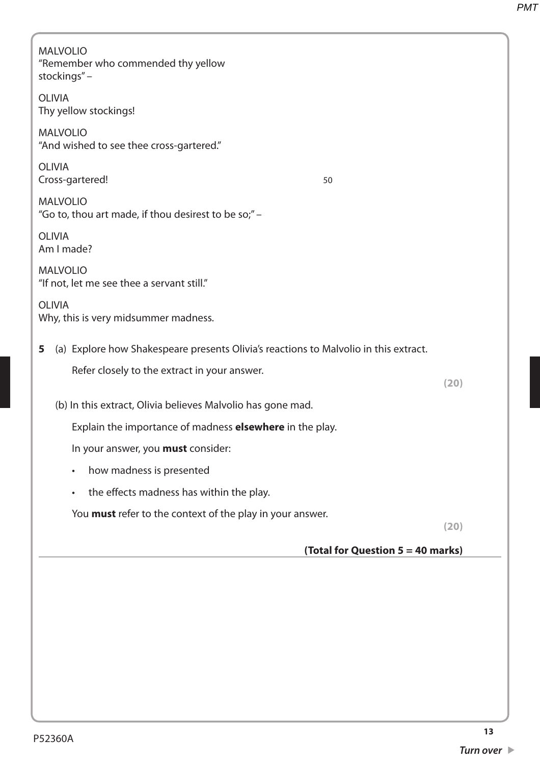MALVOLIO
"Remember who commended thy yellow stockings" –

OLIVIA
Thy yellow stockings!

MALVOLIO
"And wished to see thee cross-gartered."

OLIVIA
Cross-gartered! 50

MALVOLIO
"Go to, thou art made, if thou desirest to be so;" –

OLIVIA
Am I made?

MALVOLIO
"If not, let me see thee a servant still."

OLIVIA
Why, this is very midsummer madness.

**5** (a) Explore how Shakespeare presents Olivia's reactions to Malvolio in this extract.

Refer closely to the extract in your answer.

**(20)**

(b) In this extract, Olivia believes Malvolio has gone mad.

Explain the importance of madness **elsewhere** in the play.

In your answer, you **must** consider:

- how madness is presented
- the effects madness has within the play.

You **must** refer to the context of the play in your answer.

**(20)**

**(Total for Question 5 = 40 marks)**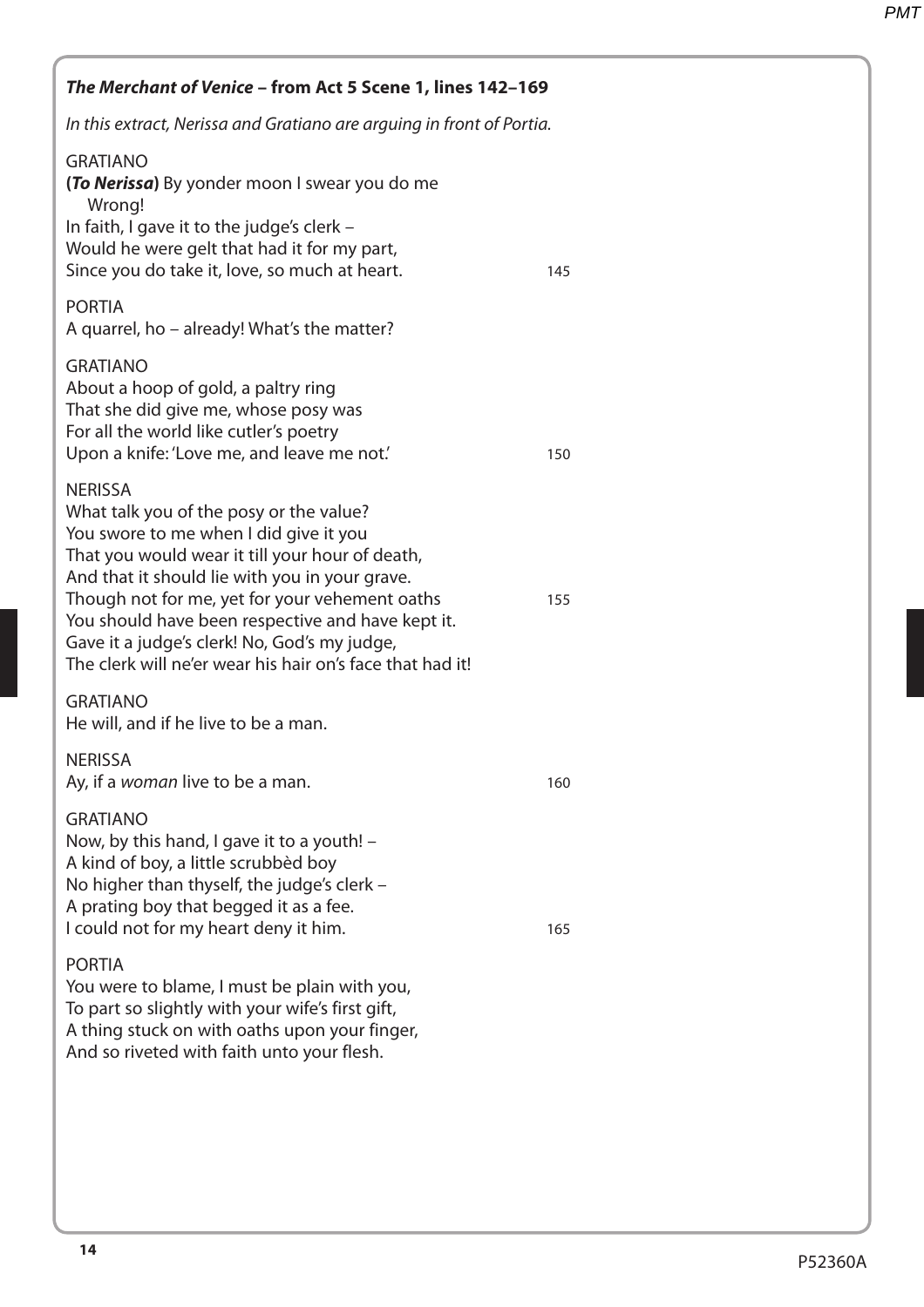**_The Merchant of Venice_ – from Act 5 Scene 1, lines 142–169**

*In this extract, Nerissa and Gratiano are arguing in front of Portia.*

GRATIANO
**(*To Nerissa*)** By yonder moon I swear you do me
Wrong!
In faith, I gave it to the judge's clerk –
Would he were gelt that had it for my part,
Since you do take it, love, so much at heart. 145

PORTIA
A quarrel, ho – already! What's the matter?

GRATIANO
About a hoop of gold, a paltry ring
That she did give me, whose posy was
For all the world like cutler's poetry
Upon a knife: 'Love me, and leave me not.' 150

NERISSA
What talk you of the posy or the value?
You swore to me when I did give it you
That you would wear it till your hour of death,
And that it should lie with you in your grave.
Though not for me, yet for your vehement oaths 155
You should have been respective and have kept it.
Gave it a judge's clerk! No, God's my judge,
The clerk will ne'er wear his hair on's face that had it!

GRATIANO
He will, and if he live to be a man.

NERISSA
Ay, if a *woman* live to be a man. 160

GRATIANO
Now, by this hand, I gave it to a youth! –
A kind of boy, a little scrubbèd boy
No higher than thyself, the judge's clerk –
A prating boy that begged it as a fee.
I could not for my heart deny it him. 165

PORTIA
You were to blame, I must be plain with you,
To part so slightly with your wife's first gift,
A thing stuck on with oaths upon your finger,
And so riveted with faith unto your flesh.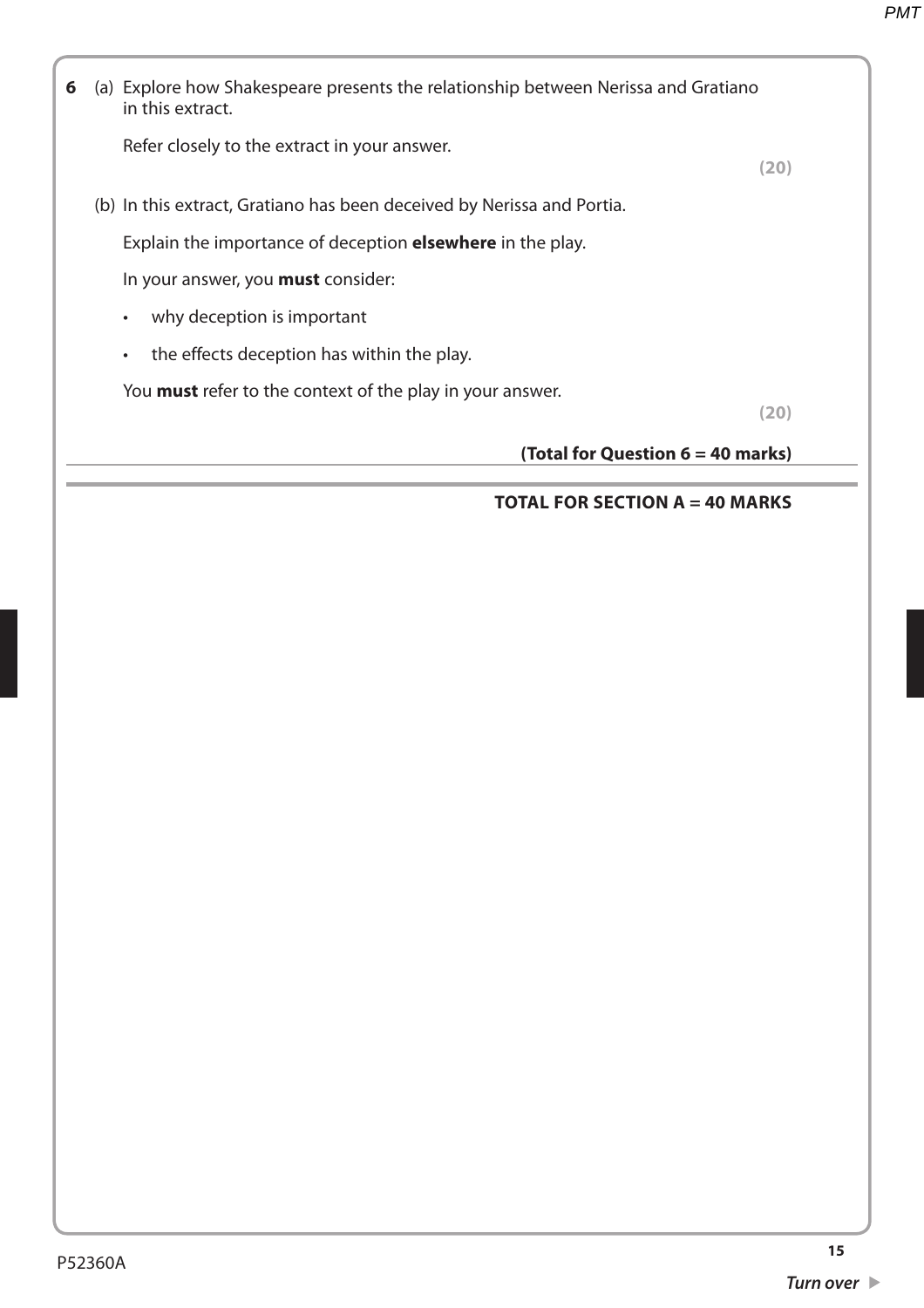**6** (a) Explore how Shakespeare presents the relationship between Nerissa and Gratiano in this extract.

Refer closely to the extract in your answer.

**(20)**

(b) In this extract, Gratiano has been deceived by Nerissa and Portia.

Explain the importance of deception **elsewhere** in the play.

In your answer, you **must** consider:

- why deception is important
- the effects deception has within the play.

You **must** refer to the context of the play in your answer.

**(20)**

**(Total for Question 6 = 40 marks)**

**TOTAL FOR SECTION A = 40 MARKS**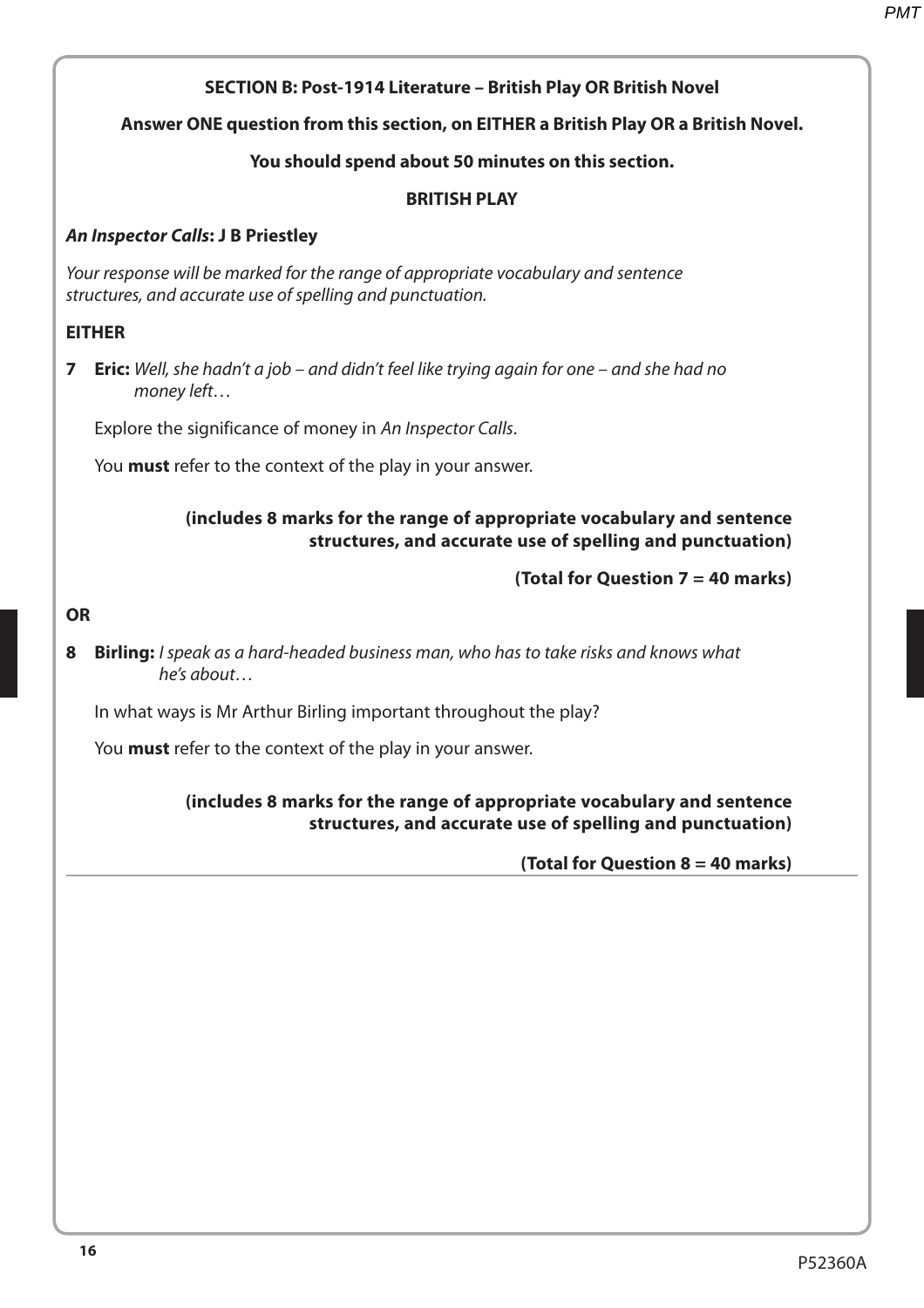**SECTION B: Post-1914 Literature – British Play OR British Novel**

**Answer ONE question from this section, on EITHER a British Play OR a British Novel.**

**You should spend about 50 minutes on this section.**

**BRITISH PLAY**

***An Inspector Calls*: J B Priestley**

*Your response will be marked for the range of appropriate vocabulary and sentence structures, and accurate use of spelling and punctuation.*

**EITHER**

**7** **Eric:** *Well, she hadn't a job – and didn't feel like trying again for one – and she had no money left…*

Explore the significance of money in *An Inspector Calls*.

You **must** refer to the context of the play in your answer.

**(includes 8 marks for the range of appropriate vocabulary and sentence structures, and accurate use of spelling and punctuation)**

**(Total for Question 7 = 40 marks)**

**OR**

**8** **Birling:** *I speak as a hard-headed business man, who has to take risks and knows what he's about…*

In what ways is Mr Arthur Birling important throughout the play?

You **must** refer to the context of the play in your answer.

**(includes 8 marks for the range of appropriate vocabulary and sentence structures, and accurate use of spelling and punctuation)**

**(Total for Question 8 = 40 marks)**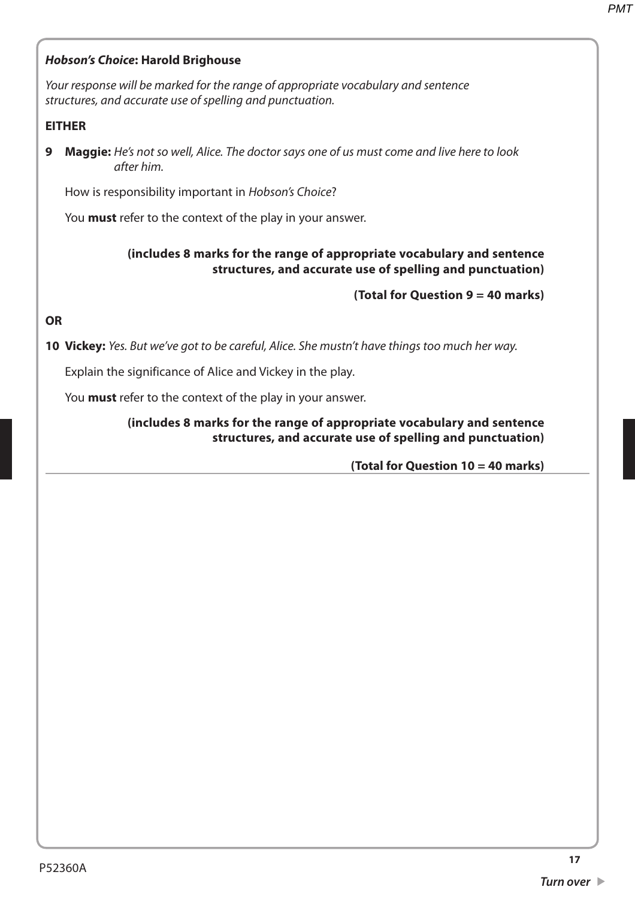***Hobson's Choice*: Harold Brighouse**

*Your response will be marked for the range of appropriate vocabulary and sentence structures, and accurate use of spelling and punctuation.*

**EITHER**

**9** **Maggie:** *He's not so well, Alice. The doctor says one of us must come and live here to look after him.*

How is responsibility important in *Hobson's Choice*?

You **must** refer to the context of the play in your answer.

**(includes 8 marks for the range of appropriate vocabulary and sentence structures, and accurate use of spelling and punctuation)**

**(Total for Question 9 = 40 marks)**

**OR**

**10** **Vickey:** *Yes. But we've got to be careful, Alice. She mustn't have things too much her way.*

Explain the significance of Alice and Vickey in the play.

You **must** refer to the context of the play in your answer.

**(includes 8 marks for the range of appropriate vocabulary and sentence structures, and accurate use of spelling and punctuation)**

**(Total for Question 10 = 40 marks)**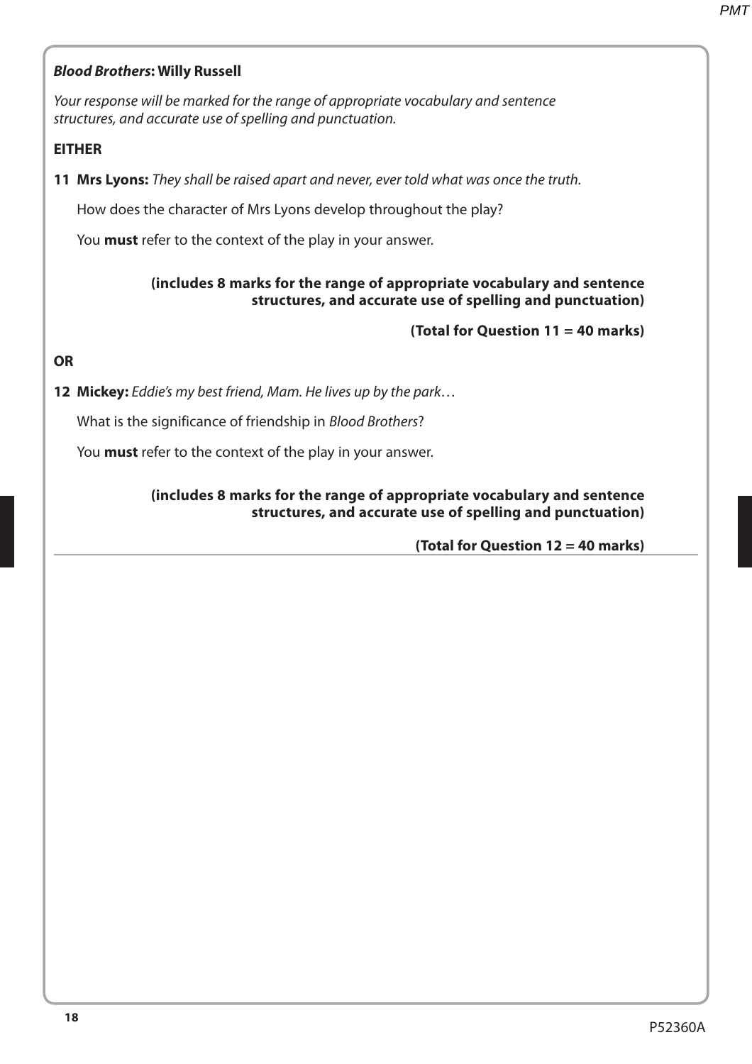***Blood Brothers*: Willy Russell**

*Your response will be marked for the range of appropriate vocabulary and sentence structures, and accurate use of spelling and punctuation.*

**EITHER**

**11** **Mrs Lyons:** *They shall be raised apart and never, ever told what was once the truth.*

How does the character of Mrs Lyons develop throughout the play?

You **must** refer to the context of the play in your answer.

**(includes 8 marks for the range of appropriate vocabulary and sentence structures, and accurate use of spelling and punctuation)**

**(Total for Question 11 = 40 marks)**

**OR**

**12** **Mickey:** *Eddie's my best friend, Mam. He lives up by the park…*

What is the significance of friendship in *Blood Brothers*?

You **must** refer to the context of the play in your answer.

**(includes 8 marks for the range of appropriate vocabulary and sentence structures, and accurate use of spelling and punctuation)**

**(Total for Question 12 = 40 marks)**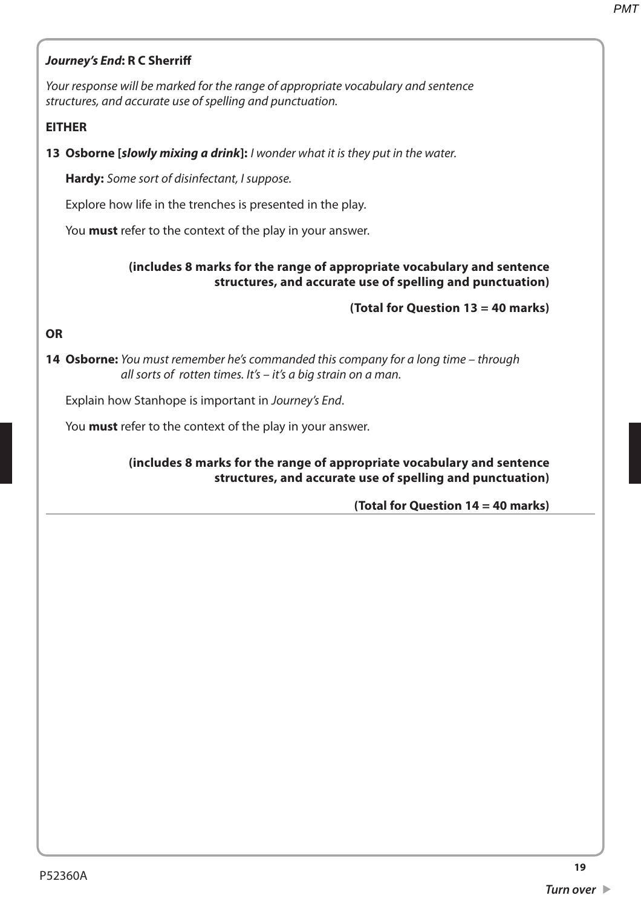***Journey's End*: R C Sherriff**

*Your response will be marked for the range of appropriate vocabulary and sentence structures, and accurate use of spelling and punctuation.*

**EITHER**

**13 Osborne [*slowly mixing a drink*]:** *I wonder what it is they put in the water.*

**Hardy:** *Some sort of disinfectant, I suppose.*

Explore how life in the trenches is presented in the play.

You **must** refer to the context of the play in your answer.

**(includes 8 marks for the range of appropriate vocabulary and sentence structures, and accurate use of spelling and punctuation)**

**(Total for Question 13 = 40 marks)**

**OR**

**14 Osborne:** *You must remember he's commanded this company for a long time – through all sorts of rotten times. It's – it's a big strain on a man.*

Explain how Stanhope is important in *Journey's End*.

You **must** refer to the context of the play in your answer.

**(includes 8 marks for the range of appropriate vocabulary and sentence structures, and accurate use of spelling and punctuation)**

**(Total for Question 14 = 40 marks)**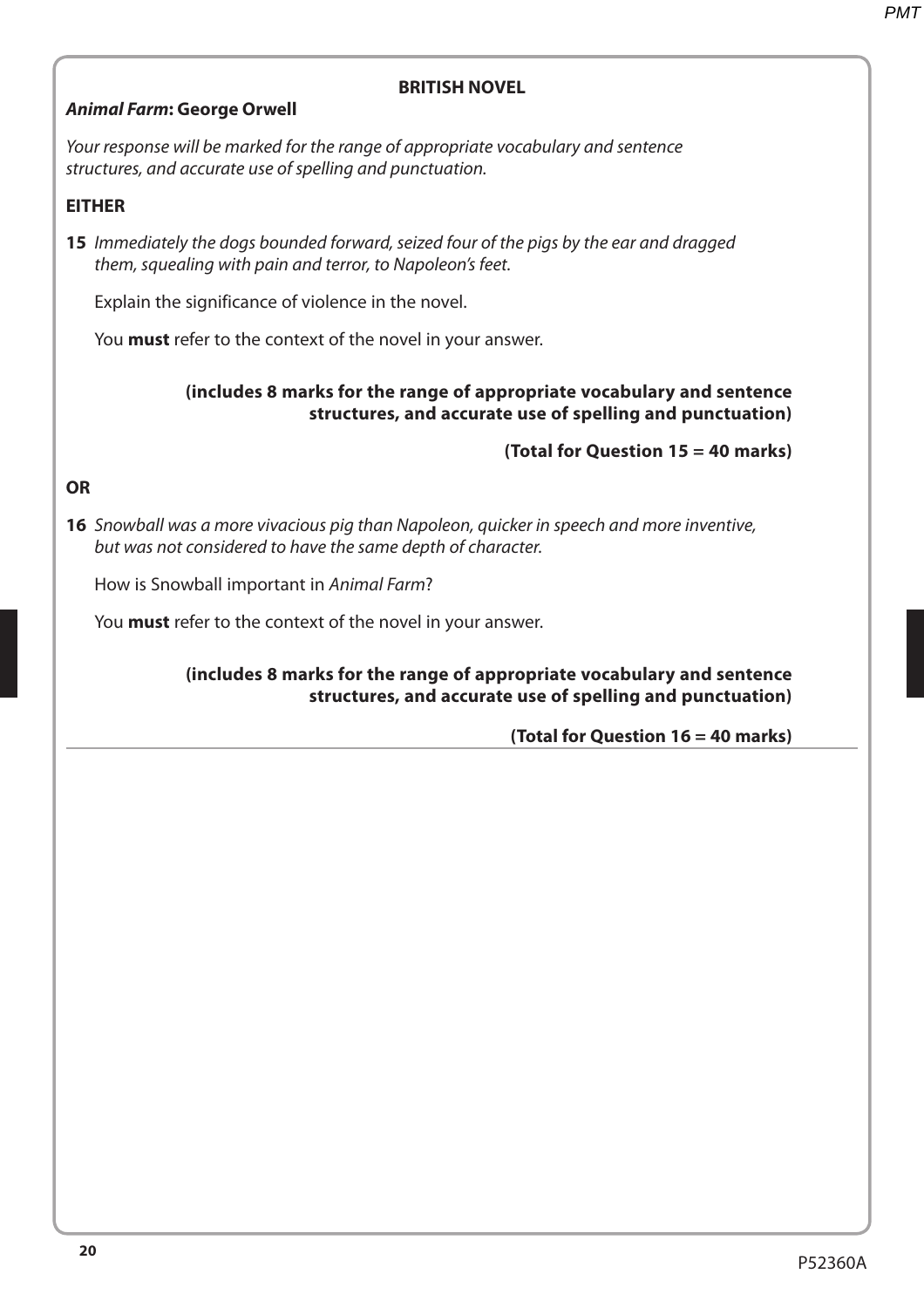## BRITISH NOVEL

***Animal Farm*: George Orwell**

*Your response will be marked for the range of appropriate vocabulary and sentence structures, and accurate use of spelling and punctuation.*

**EITHER**

**15** *Immediately the dogs bounded forward, seized four of the pigs by the ear and dragged them, squealing with pain and terror, to Napoleon's feet.*

Explain the significance of violence in the novel.

You **must** refer to the context of the novel in your answer.

**(includes 8 marks for the range of appropriate vocabulary and sentence structures, and accurate use of spelling and punctuation)**

**(Total for Question 15 = 40 marks)**

**OR**

**16** *Snowball was a more vivacious pig than Napoleon, quicker in speech and more inventive, but was not considered to have the same depth of character.*

How is Snowball important in *Animal Farm*?

You **must** refer to the context of the novel in your answer.

**(includes 8 marks for the range of appropriate vocabulary and sentence structures, and accurate use of spelling and punctuation)**

**(Total for Question 16 = 40 marks)**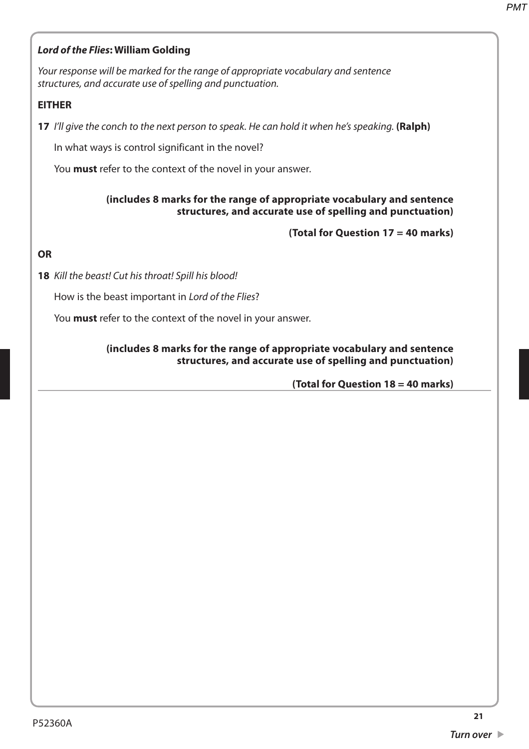***Lord of the Flies*: William Golding**

*Your response will be marked for the range of appropriate vocabulary and sentence structures, and accurate use of spelling and punctuation.*

**EITHER**

**17** *I'll give the conch to the next person to speak. He can hold it when he's speaking.* **(Ralph)**

In what ways is control significant in the novel?

You **must** refer to the context of the novel in your answer.

**(includes 8 marks for the range of appropriate vocabulary and sentence structures, and accurate use of spelling and punctuation)**

**(Total for Question 17 = 40 marks)**

**OR**

**18** *Kill the beast! Cut his throat! Spill his blood!*

How is the beast important in *Lord of the Flies*?

You **must** refer to the context of the novel in your answer.

**(includes 8 marks for the range of appropriate vocabulary and sentence structures, and accurate use of spelling and punctuation)**

**(Total for Question 18 = 40 marks)**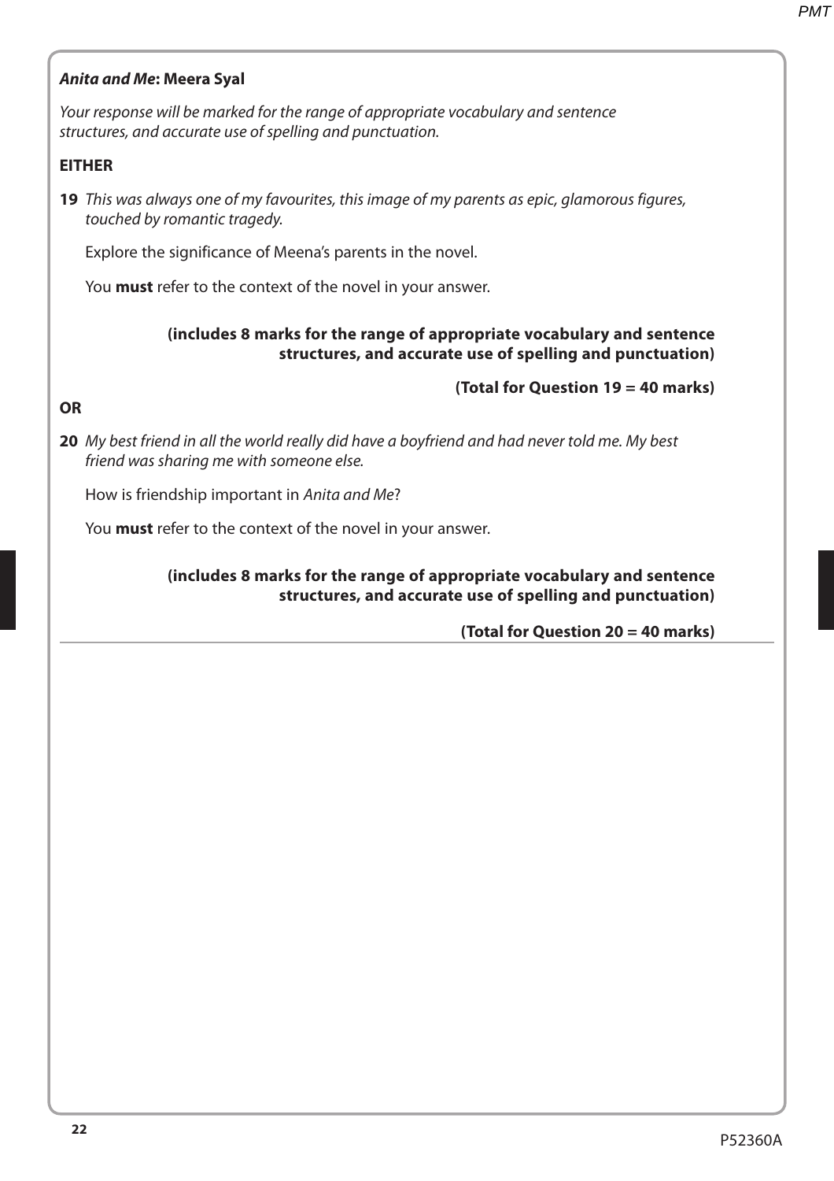***Anita and Me*: Meera Syal**

*Your response will be marked for the range of appropriate vocabulary and sentence structures, and accurate use of spelling and punctuation.*

**EITHER**

**19** *This was always one of my favourites, this image of my parents as epic, glamorous figures, touched by romantic tragedy.*

Explore the significance of Meena's parents in the novel.

You **must** refer to the context of the novel in your answer.

**(includes 8 marks for the range of appropriate vocabulary and sentence structures, and accurate use of spelling and punctuation)**

**(Total for Question 19 = 40 marks)**

**OR**

**20** *My best friend in all the world really did have a boyfriend and had never told me. My best friend was sharing me with someone else.*

How is friendship important in *Anita and Me*?

You **must** refer to the context of the novel in your answer.

**(includes 8 marks for the range of appropriate vocabulary and sentence structures, and accurate use of spelling and punctuation)**

**(Total for Question 20 = 40 marks)**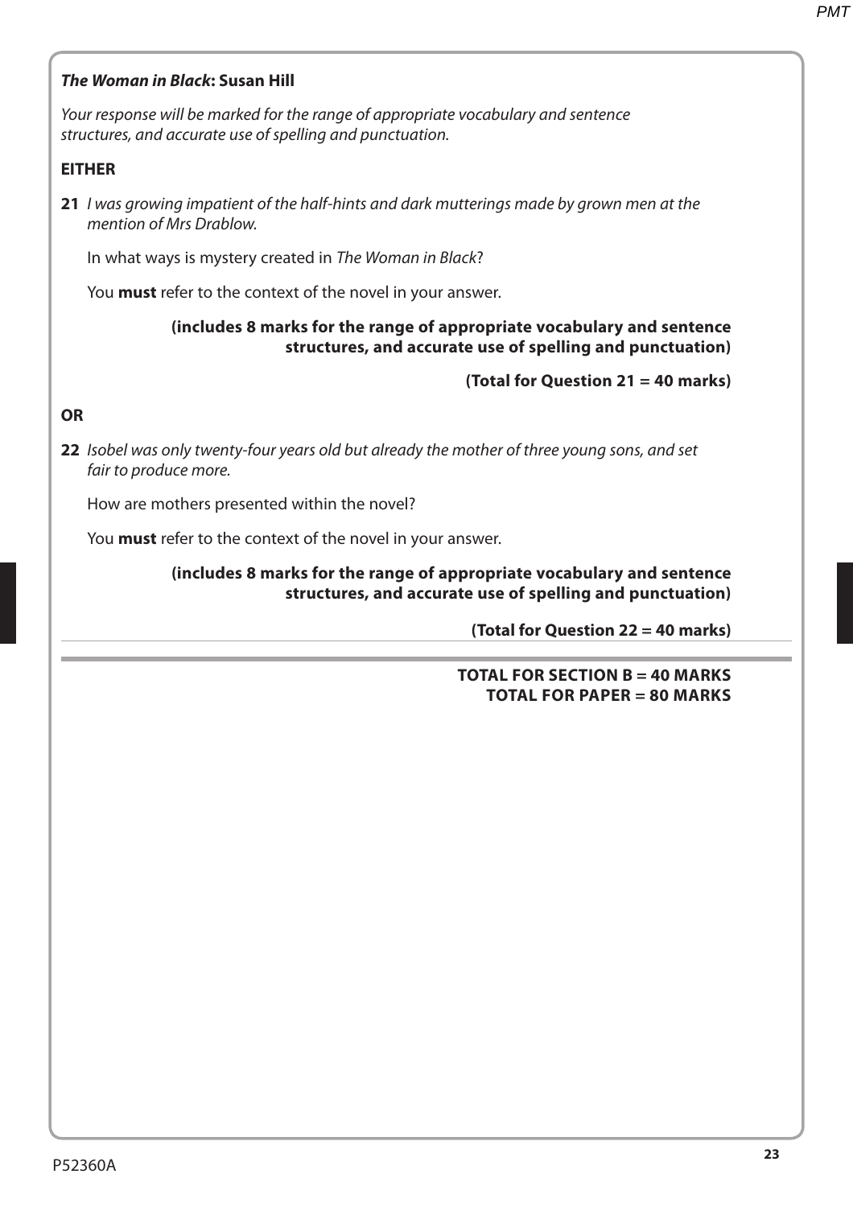***The Woman in Black*: Susan Hill**

*Your response will be marked for the range of appropriate vocabulary and sentence structures, and accurate use of spelling and punctuation.*

**EITHER**

**21** *I was growing impatient of the half-hints and dark mutterings made by grown men at the mention of Mrs Drablow.*

In what ways is mystery created in *The Woman in Black*?

You **must** refer to the context of the novel in your answer.

**(includes 8 marks for the range of appropriate vocabulary and sentence structures, and accurate use of spelling and punctuation)**

**(Total for Question 21 = 40 marks)**

**OR**

**22** *Isobel was only twenty-four years old but already the mother of three young sons, and set fair to produce more.*

How are mothers presented within the novel?

You **must** refer to the context of the novel in your answer.

**(includes 8 marks for the range of appropriate vocabulary and sentence structures, and accurate use of spelling and punctuation)**

**(Total for Question 22 = 40 marks)**

---

**TOTAL FOR SECTION B = 40 MARKS**
**TOTAL FOR PAPER = 80 MARKS**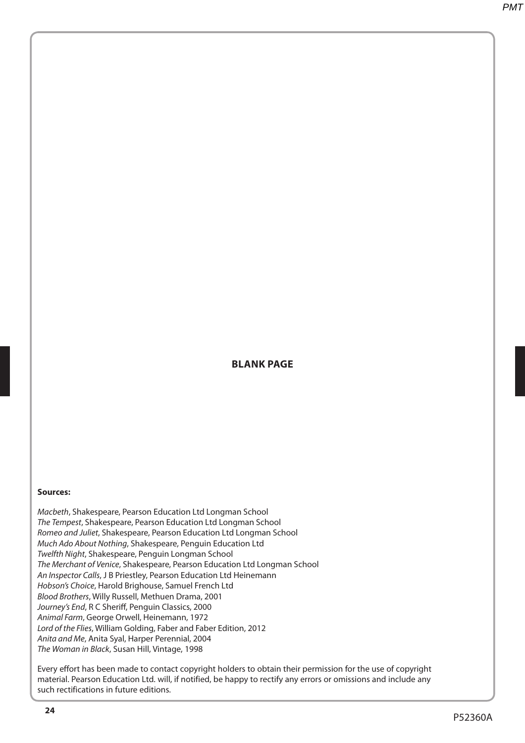**BLANK PAGE**

**Sources:**

*Macbeth*, Shakespeare, Pearson Education Ltd Longman School
*The Tempest*, Shakespeare, Pearson Education Ltd Longman School
*Romeo and Juliet*, Shakespeare, Pearson Education Ltd Longman School
*Much Ado About Nothing*, Shakespeare, Penguin Education Ltd
*Twelfth Night*, Shakespeare, Penguin Longman School
*The Merchant of Venice*, Shakespeare, Pearson Education Ltd Longman School
*An Inspector Calls*, J B Priestley, Pearson Education Ltd Heinemann
*Hobson's Choice*, Harold Brighouse, Samuel French Ltd
*Blood Brothers*, Willy Russell, Methuen Drama, 2001
*Journey's End*, R C Sheriff, Penguin Classics, 2000
*Animal Farm*, George Orwell, Heinemann, 1972
*Lord of the Flies*, William Golding, Faber and Faber Edition, 2012
*Anita and Me*, Anita Syal, Harper Perennial, 2004
*The Woman in Black*, Susan Hill, Vintage, 1998

Every effort has been made to contact copyright holders to obtain their permission for the use of copyright material. Pearson Education Ltd. will, if notified, be happy to rectify any errors or omissions and include any such rectifications in future editions.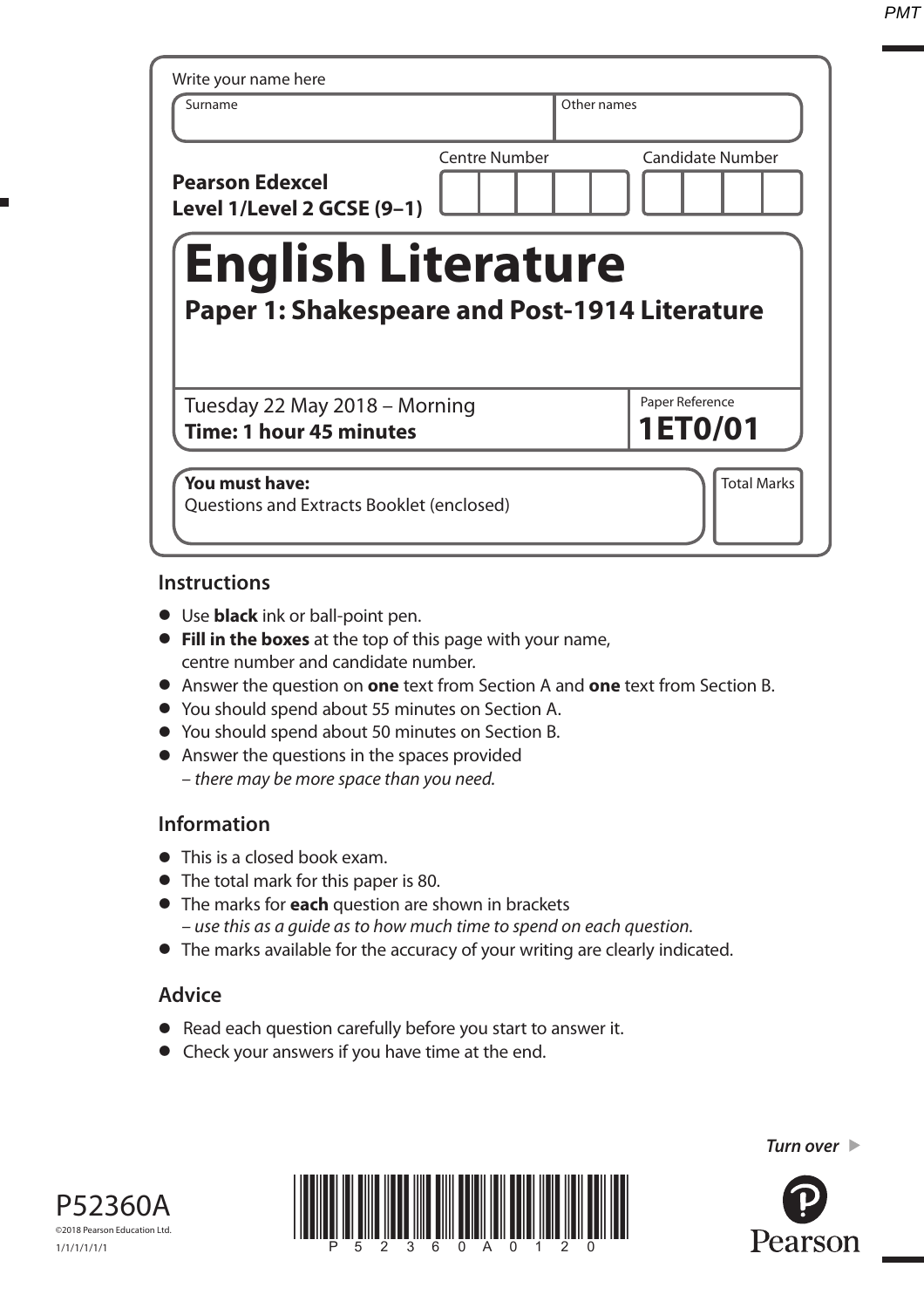Write your name here

| Surname | Other names |
|---|---|
| | |

**Pearson Edexcel Level 1/Level 2 GCSE (9–1)**

| Centre Number | Candidate Number |
|---|---|
| | |

# English Literature

## Paper 1: Shakespeare and Post-1914 Literature

Tuesday 22 May 2018 – Morning
**Time: 1 hour 45 minutes**

Paper Reference **1ET0/01**

**You must have:**
Questions and Extracts Booklet (enclosed)

Total Marks

### Instructions

- Use **black** ink or ball-point pen.
- **Fill in the boxes** at the top of this page with your name, centre number and candidate number.
- Answer the question on **one** text from Section A and **one** text from Section B.
- You should spend about 55 minutes on Section A.
- You should spend about 50 minutes on Section B.
- Answer the questions in the spaces provided – *there may be more space than you need.*

### Information

- This is a closed book exam.
- The total mark for this paper is 80.
- The marks for **each** question are shown in brackets – *use this as a guide as to how much time to spend on each question.*
- The marks available for the accuracy of your writing are clearly indicated.

### Advice

- Read each question carefully before you start to answer it.
- Check your answers if you have time at the end.

*Turn over* ▶

P52360A
©2018 Pearson Education Ltd.
1/1/1/1/1/1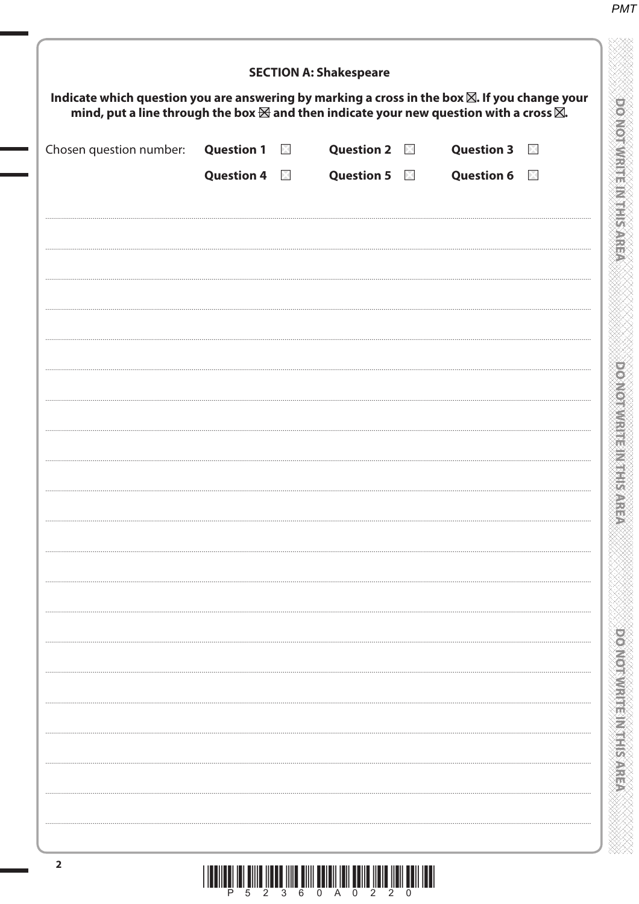## SECTION A: Shakespeare

**Indicate which question you are answering by marking a cross in the box ☒. If you change your mind, put a line through the box ☒ and then indicate your new question with a cross ☒.**

Chosen question number: **Question 1** ☐ **Question 2** ☐ **Question 3** ☐

**Question 4** ☐ **Question 5** ☐ **Question 6** ☐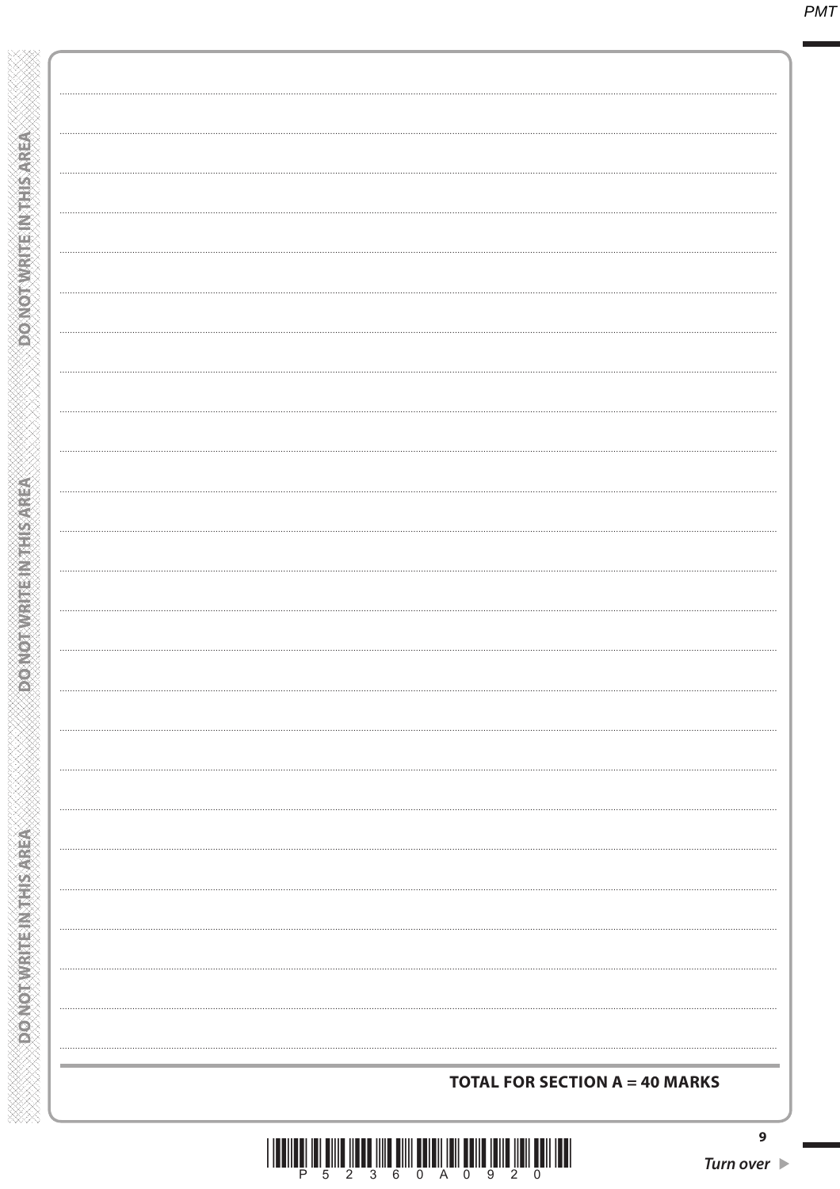**TOTAL FOR SECTION A = 40 MARKS**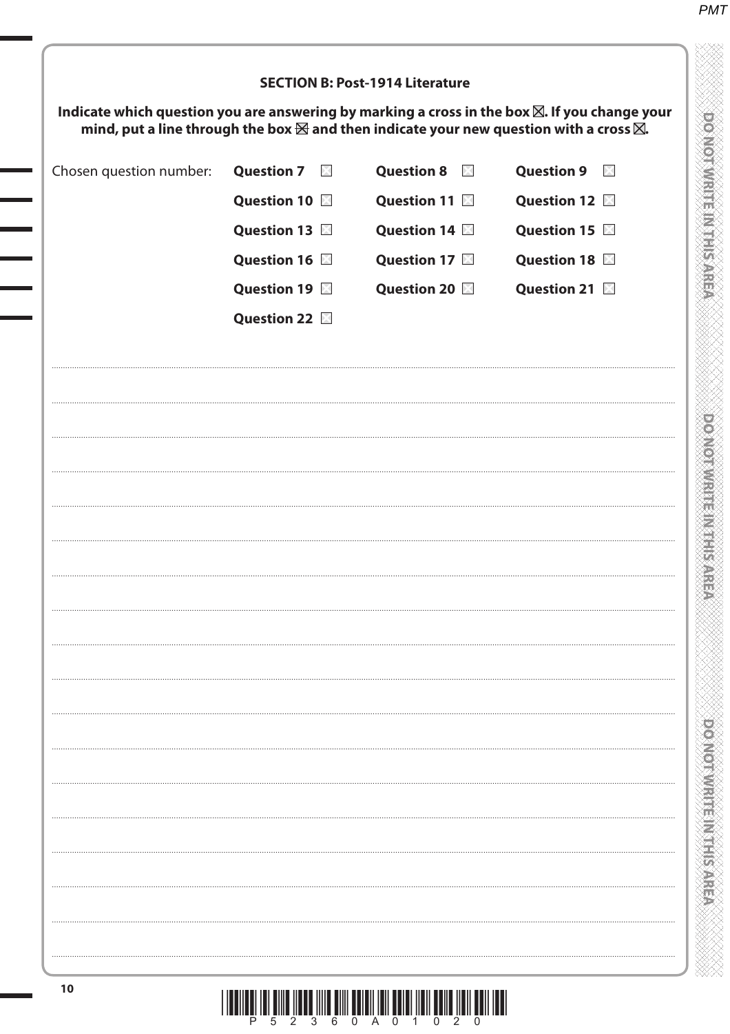## SECTION B: Post-1914 Literature

**Indicate which question you are answering by marking a cross in the box ☒. If you change your mind, put a line through the box ☒ and then indicate your new question with a cross ☒.**

| Chosen question number: | | | |
|---|---|---|---|
| | **Question 7** ☐ | **Question 8** ☐ | **Question 9** ☐ |
| | **Question 10** ☐ | **Question 11** ☐ | **Question 12** ☐ |
| | **Question 13** ☐ | **Question 14** ☐ | **Question 15** ☐ |
| | **Question 16** ☐ | **Question 17** ☐ | **Question 18** ☐ |
| | **Question 19** ☐ | **Question 20** ☐ | **Question 21** ☐ |
| | **Question 22** ☐ | | |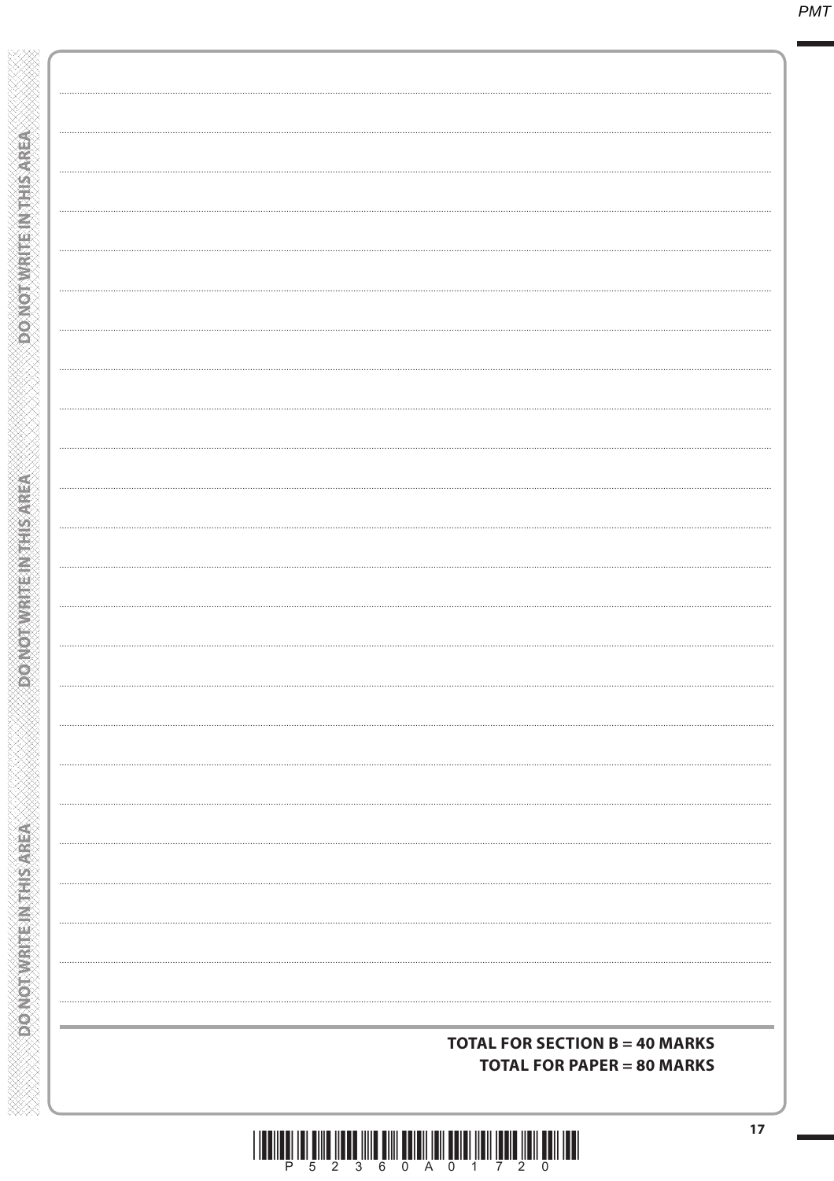**TOTAL FOR SECTION B = 40 MARKS**
**TOTAL FOR PAPER = 80 MARKS**